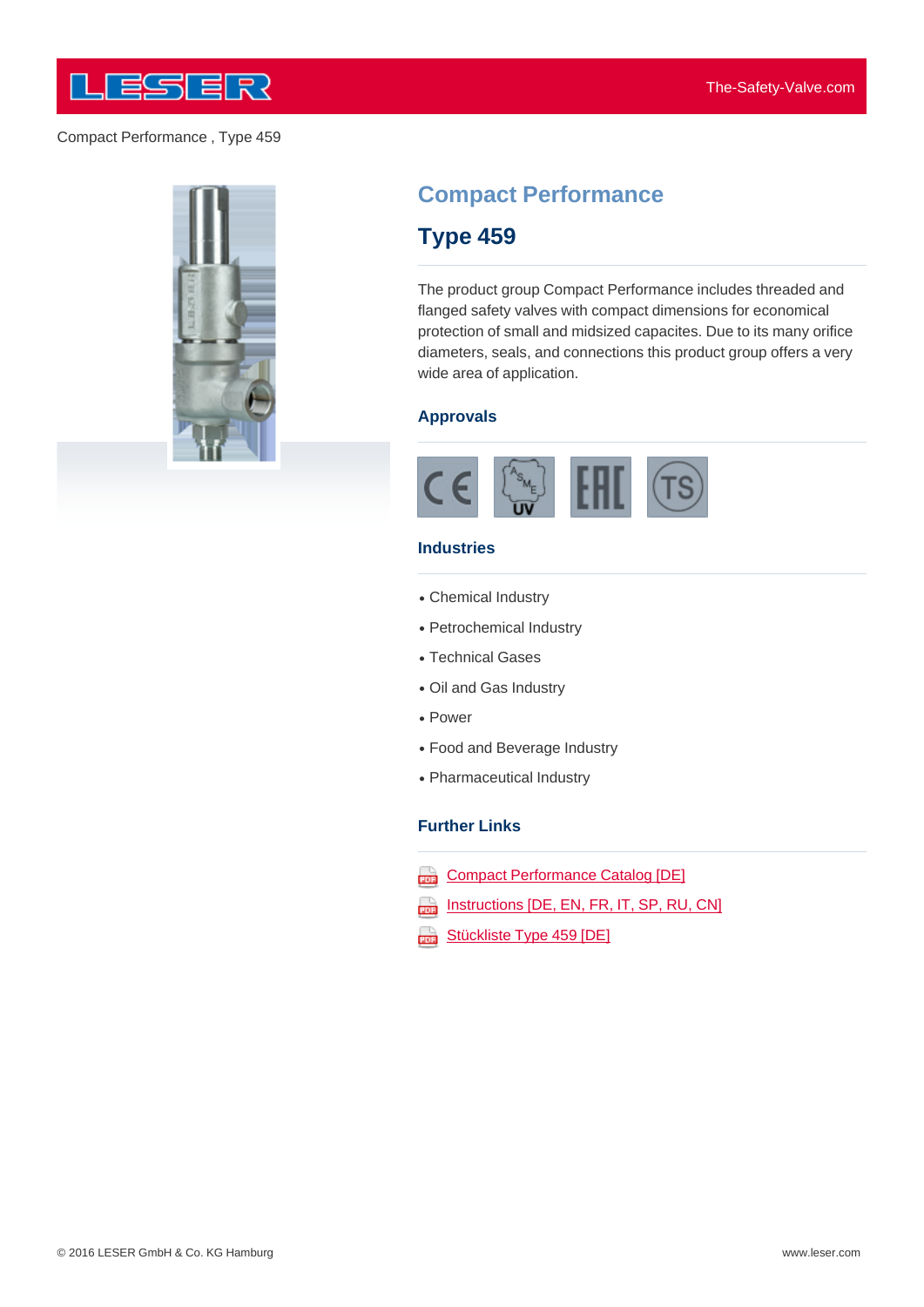Compact Performance , Type 459

# Compact Performance

## Type 459

The product group Compact Performance includes threaded and flanged safety valves with compact dimensions for economical protection of small and midsized capacites. Due to its many orifice diameters, seals, and connections this product group offers a very wide area of application.

### Approvals

### Industries

- Chemical Industry
- Petrochemical Industry
- Technical Gases
- Oil and Gas Industry
- Power
- Food and Beverage Industry
- Pharmaceutical Industry

### Further Links

- Compact Performance Catalog [DE]
- Instructions [DE, EN, FR, IT, SP, RU, CN]
- Stückliste Type 459 [DE]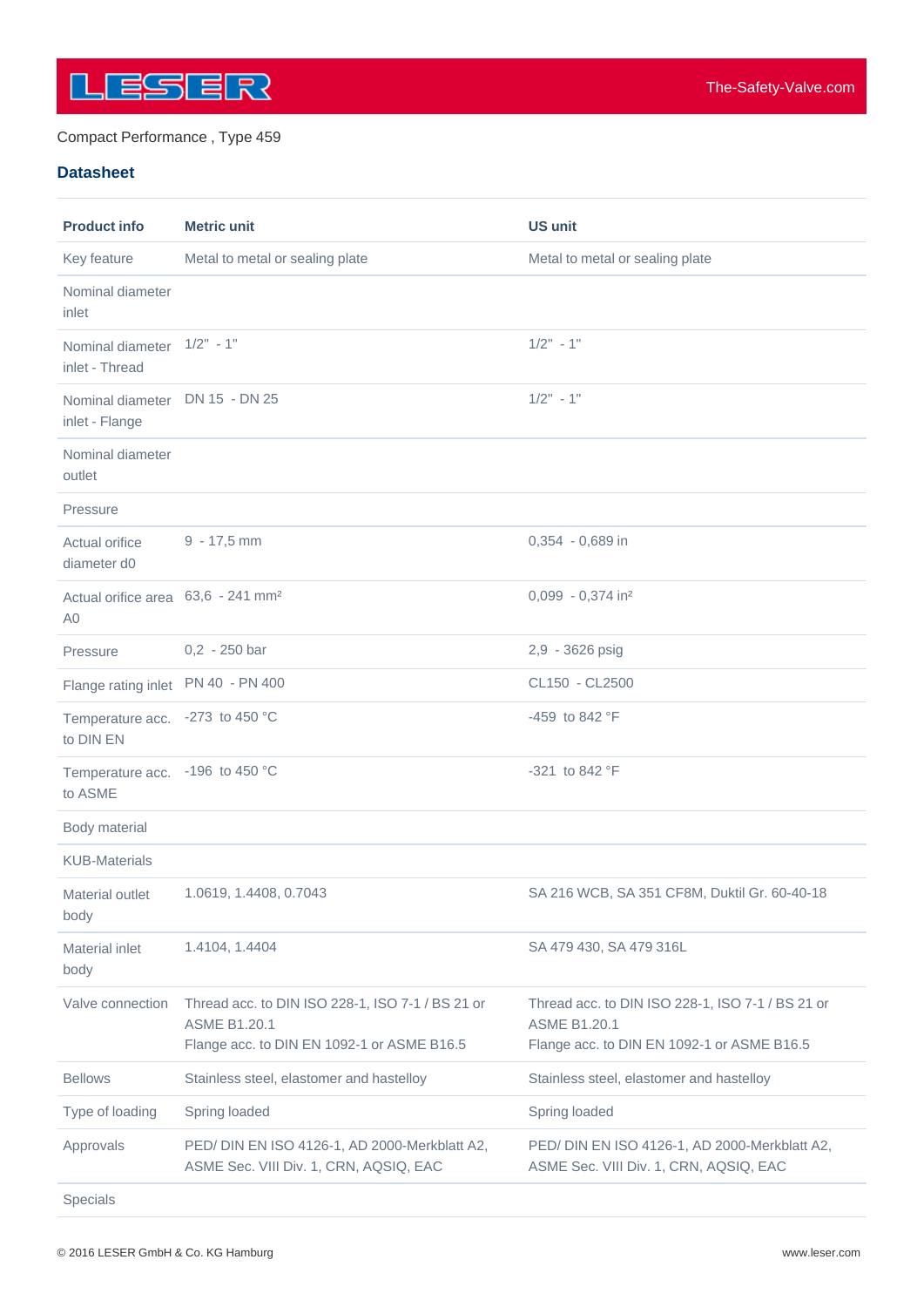Compact Performance , Type 459

## Datasheet

| Product info | Metric unit | US unit |
|---|---|---|
| Key feature | Metal to metal or sealing plate | Metal to metal or sealing plate |
| Nominal diameter inlet | | |
| Nominal diameter inlet - Thread | 1/2" - 1" | 1/2" - 1" |
| Nominal diameter inlet - Flange | DN 15 - DN 25 | 1/2" - 1" |
| Nominal diameter outlet | | |
| Pressure | | |
| Actual orifice diameter d0 | 9 - 17,5 mm | 0,354 - 0,689 in |
| Actual orifice area A0 | 63,6 - 241 mm² | 0,099 - 0,374 in² |
| Pressure | 0,2 - 250 bar | 2,9 - 3626 psig |
| Flange rating inlet | PN 40 - PN 400 | CL150 - CL2500 |
| Temperature acc. to DIN EN | -273 to 450 °C | -459 to 842 °F |
| Temperature acc. to ASME | -196 to 450 °C | -321 to 842 °F |
| Body material | | |
| KUB-Materials | | |
| Material outlet body | 1.0619, 1.4408, 0.7043 | SA 216 WCB, SA 351 CF8M, Duktil Gr. 60-40-18 |
| Material inlet body | 1.4104, 1.4404 | SA 479 430, SA 479 316L |
| Valve connection | Thread acc. to DIN ISO 228-1, ISO 7-1 / BS 21 or ASME B1.20.1<br>Flange acc. to DIN EN 1092-1 or ASME B16.5 | Thread acc. to DIN ISO 228-1, ISO 7-1 / BS 21 or ASME B1.20.1<br>Flange acc. to DIN EN 1092-1 or ASME B16.5 |
| Bellows | Stainless steel, elastomer and hastelloy | Stainless steel, elastomer and hastelloy |
| Type of loading | Spring loaded | Spring loaded |
| Approvals | PED/ DIN EN ISO 4126-1, AD 2000-Merkblatt A2, ASME Sec. VIII Div. 1, CRN, AQSIQ, EAC | PED/ DIN EN ISO 4126-1, AD 2000-Merkblatt A2, ASME Sec. VIII Div. 1, CRN, AQSIQ, EAC |
| Specials | | |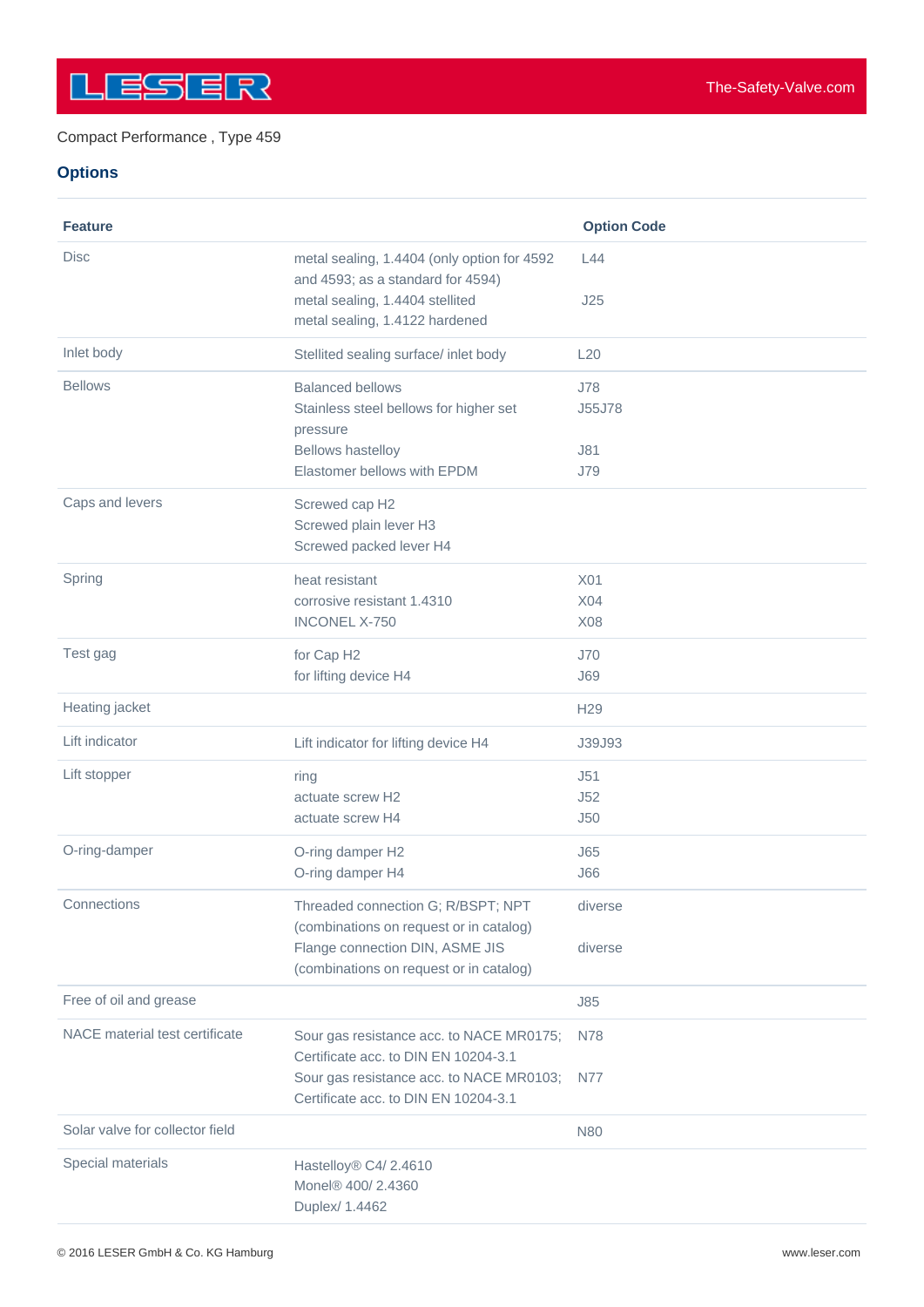Compact Performance , Type 459

## Options

| Feature | | Option Code |
|---|---|---|
| Disc | metal sealing, 1.4404 (only option for 4592 and 4593; as a standard for 4594)<br>metal sealing, 1.4404 stellited<br>metal sealing, 1.4122 hardened | L44<br>J25 |
| Inlet body | Stellited sealing surface/ inlet body | L20 |
| Bellows | Balanced bellows<br>Stainless steel bellows for higher set pressure<br>Bellows hastelloy<br>Elastomer bellows with EPDM | J78<br>J55J78<br>J81<br>J79 |
| Caps and levers | Screwed cap H2<br>Screwed plain lever H3<br>Screwed packed lever H4 | |
| Spring | heat resistant<br>corrosive resistant 1.4310<br>INCONEL X-750 | X01<br>X04<br>X08 |
| Test gag | for Cap H2<br>for lifting device H4 | J70<br>J69 |
| Heating jacket | | H29 |
| Lift indicator | Lift indicator for lifting device H4 | J39J93 |
| Lift stopper | ring<br>actuate screw H2<br>actuate screw H4 | J51<br>J52<br>J50 |
| O-ring-damper | O-ring damper H2<br>O-ring damper H4 | J65<br>J66 |
| Connections | Threaded connection G; R/BSPT; NPT (combinations on request or in catalog)<br>Flange connection DIN, ASME JIS (combinations on request or in catalog) | diverse<br>diverse |
| Free of oil and grease | | J85 |
| NACE material test certificate | Sour gas resistance acc. to NACE MR0175; Certificate acc. to DIN EN 10204-3.1<br>Sour gas resistance acc. to NACE MR0103; Certificate acc. to DIN EN 10204-3.1 | N78<br>N77 |
| Solar valve for collector field | | N80 |
| Special materials | Hastelloy® C4/ 2.4610<br>Monel® 400/ 2.4360<br>Duplex/ 1.4462 | |

© 2016 LESER GmbH & Co. KG Hamburg